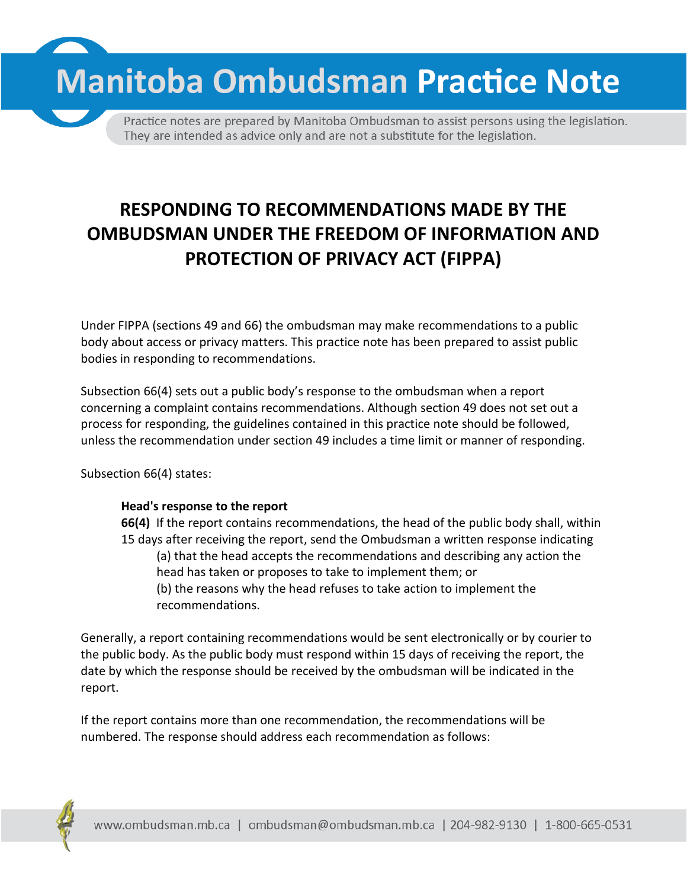# Manitoba Ombudsman Practice Note

Practice notes are prepared by Manitoba Ombudsman to assist persons using the legislation. They are intended as advice only and are not a substitute for the legislation.

## RESPONDING TO RECOMMENDATIONS MADE BY THE OMBUDSMAN UNDER THE FREEDOM OF INFORMATION AND PROTECTION OF PRIVACY ACT (FIPPA)

Under FIPPA (sections 49 and 66) the ombudsman may make recommendations to a public body about access or privacy matters. This practice note has been prepared to assist public bodies in responding to recommendations.

Subsection 66(4) sets out a public body's response to the ombudsman when a report concerning a complaint contains recommendations. Although section 49 does not set out a process for responding, the guidelines contained in this practice note should be followed, unless the recommendation under section 49 includes a time limit or manner of responding.

Subsection 66(4) states:

> **Head's response to the report**
> **66(4)** If the report contains recommendations, the head of the public body shall, within 15 days after receiving the report, send the Ombudsman a written response indicating
> (a) that the head accepts the recommendations and describing any action the head has taken or proposes to take to implement them; or
> (b) the reasons why the head refuses to take action to implement the recommendations.

Generally, a report containing recommendations would be sent electronically or by courier to the public body. As the public body must respond within 15 days of receiving the report, the date by which the response should be received by the ombudsman will be indicated in the report.

If the report contains more than one recommendation, the recommendations will be numbered. The response should address each recommendation as follows: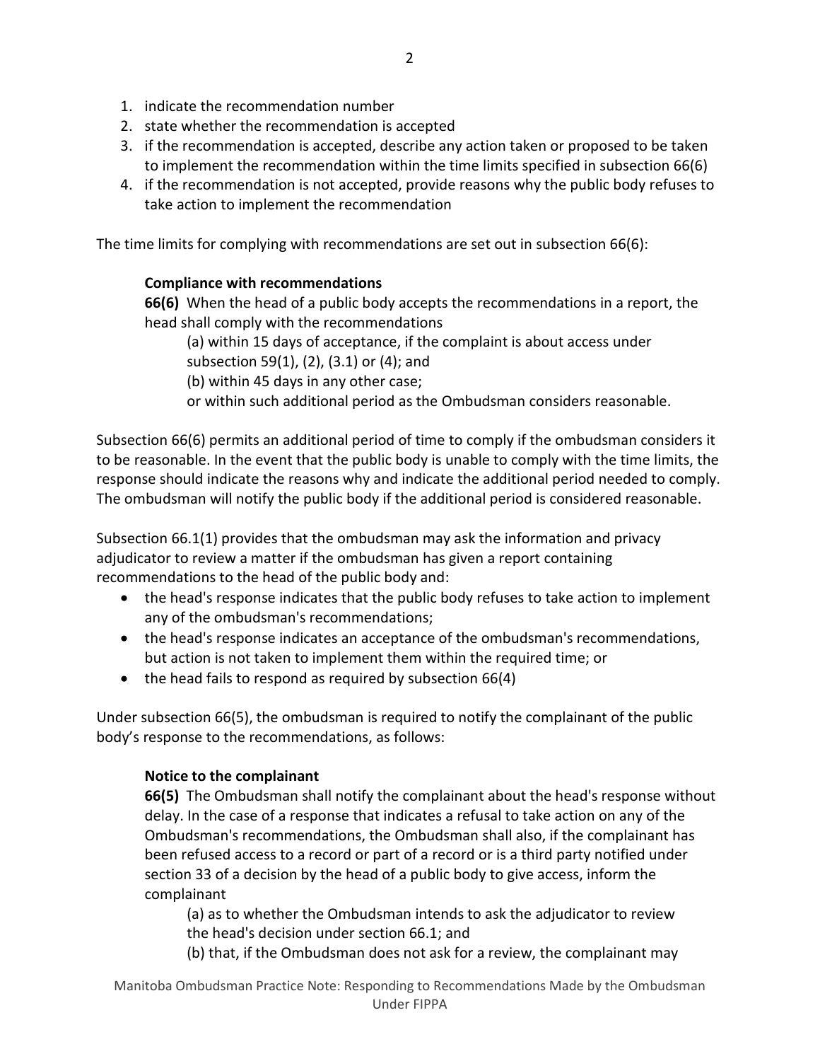1. indicate the recommendation number
2. state whether the recommendation is accepted
3. if the recommendation is accepted, describe any action taken or proposed to be taken to implement the recommendation within the time limits specified in subsection 66(6)
4. if the recommendation is not accepted, provide reasons why the public body refuses to take action to implement the recommendation

The time limits for complying with recommendations are set out in subsection 66(6):

> **Compliance with recommendations**
>
> **66(6)** When the head of a public body accepts the recommendations in a report, the head shall comply with the recommendations
>
> (a) within 15 days of acceptance, if the complaint is about access under subsection 59(1), (2), (3.1) or (4); and
>
> (b) within 45 days in any other case;
>
> or within such additional period as the Ombudsman considers reasonable.

Subsection 66(6) permits an additional period of time to comply if the ombudsman considers it to be reasonable. In the event that the public body is unable to comply with the time limits, the response should indicate the reasons why and indicate the additional period needed to comply. The ombudsman will notify the public body if the additional period is considered reasonable.

Subsection 66.1(1) provides that the ombudsman may ask the information and privacy adjudicator to review a matter if the ombudsman has given a report containing recommendations to the head of the public body and:

- the head's response indicates that the public body refuses to take action to implement any of the ombudsman's recommendations;
- the head's response indicates an acceptance of the ombudsman's recommendations, but action is not taken to implement them within the required time; or
- the head fails to respond as required by subsection 66(4)

Under subsection 66(5), the ombudsman is required to notify the complainant of the public body's response to the recommendations, as follows:

> **Notice to the complainant**
>
> **66(5)** The Ombudsman shall notify the complainant about the head's response without delay. In the case of a response that indicates a refusal to take action on any of the Ombudsman's recommendations, the Ombudsman shall also, if the complainant has been refused access to a record or part of a record or is a third party notified under section 33 of a decision by the head of a public body to give access, inform the complainant
>
> (a) as to whether the Ombudsman intends to ask the adjudicator to review the head's decision under section 66.1; and
>
> (b) that, if the Ombudsman does not ask for a review, the complainant may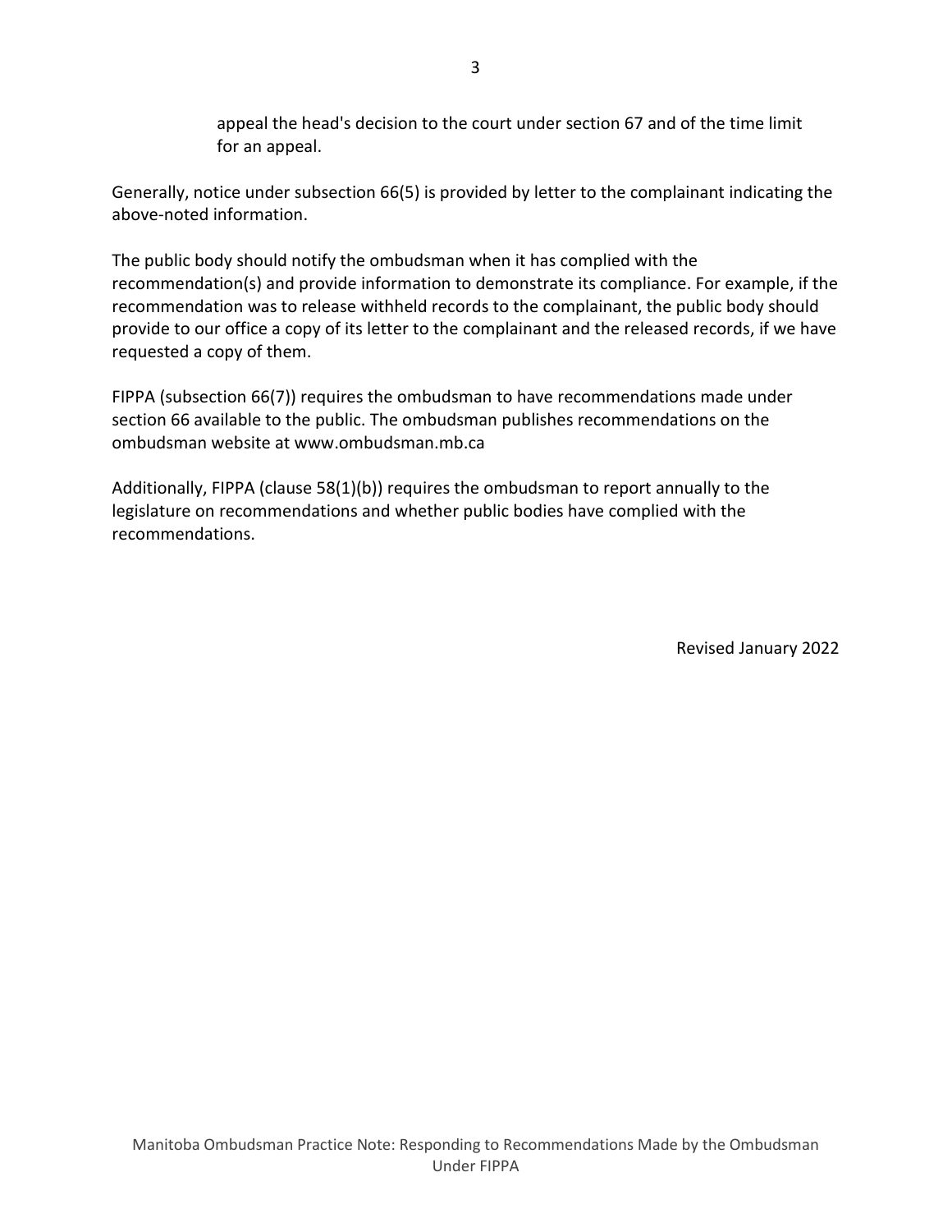appeal the head's decision to the court under section 67 and of the time limit for an appeal.

Generally, notice under subsection 66(5) is provided by letter to the complainant indicating the above-noted information.

The public body should notify the ombudsman when it has complied with the recommendation(s) and provide information to demonstrate its compliance. For example, if the recommendation was to release withheld records to the complainant, the public body should provide to our office a copy of its letter to the complainant and the released records, if we have requested a copy of them.

FIPPA (subsection 66(7)) requires the ombudsman to have recommendations made under section 66 available to the public. The ombudsman publishes recommendations on the ombudsman website at www.ombudsman.mb.ca

Additionally, FIPPA (clause 58(1)(b)) requires the ombudsman to report annually to the legislature on recommendations and whether public bodies have complied with the recommendations.

Revised January 2022